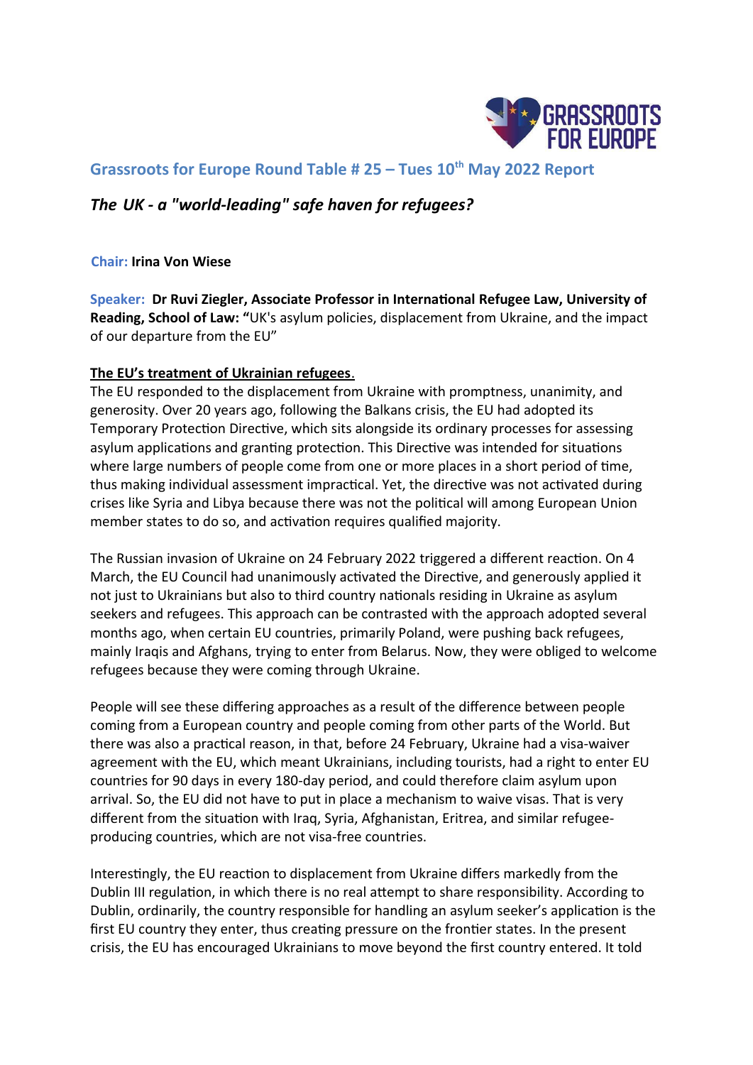## Grassroots for Europe Round Table # 25 – Tues 10th May 2022 Report

### *The UK - a "world-leading" safe haven for refugees?*

**Chair:** **Irina Von Wiese**

**Speaker:** **Dr Ruvi Ziegler, Associate Professor in International Refugee Law, University of Reading, School of Law: "**UK's asylum policies, displacement from Ukraine, and the impact of our departure from the EU"

**The EU's treatment of Ukrainian refugees**.

The EU responded to the displacement from Ukraine with promptness, unanimity, and generosity. Over 20 years ago, following the Balkans crisis, the EU had adopted its Temporary Protection Directive, which sits alongside its ordinary processes for assessing asylum applications and granting protection. This Directive was intended for situations where large numbers of people come from one or more places in a short period of time, thus making individual assessment impractical. Yet, the directive was not activated during crises like Syria and Libya because there was not the political will among European Union member states to do so, and activation requires qualified majority.

The Russian invasion of Ukraine on 24 February 2022 triggered a different reaction. On 4 March, the EU Council had unanimously activated the Directive, and generously applied it not just to Ukrainians but also to third country nationals residing in Ukraine as asylum seekers and refugees. This approach can be contrasted with the approach adopted several months ago, when certain EU countries, primarily Poland, were pushing back refugees, mainly Iraqis and Afghans, trying to enter from Belarus. Now, they were obliged to welcome refugees because they were coming through Ukraine.

People will see these differing approaches as a result of the difference between people coming from a European country and people coming from other parts of the World. But there was also a practical reason, in that, before 24 February, Ukraine had a visa-waiver agreement with the EU, which meant Ukrainians, including tourists, had a right to enter EU countries for 90 days in every 180-day period, and could therefore claim asylum upon arrival. So, the EU did not have to put in place a mechanism to waive visas. That is very different from the situation with Iraq, Syria, Afghanistan, Eritrea, and similar refugee-producing countries, which are not visa-free countries.

Interestingly, the EU reaction to displacement from Ukraine differs markedly from the Dublin III regulation, in which there is no real attempt to share responsibility. According to Dublin, ordinarily, the country responsible for handling an asylum seeker's application is the first EU country they enter, thus creating pressure on the frontier states. In the present crisis, the EU has encouraged Ukrainians to move beyond the first country entered. It told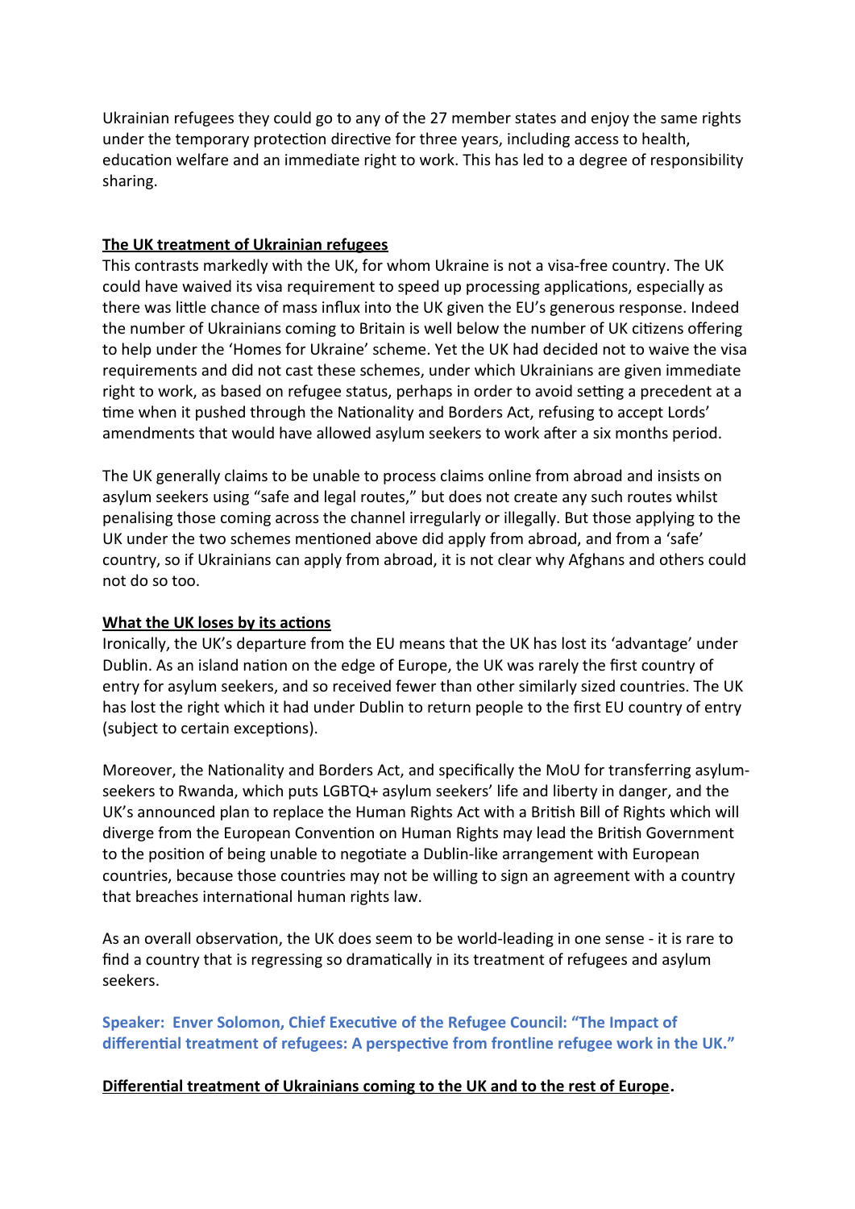Ukrainian refugees they could go to any of the 27 member states and enjoy the same rights under the temporary protection directive for three years, including access to health, education welfare and an immediate right to work. This has led to a degree of responsibility sharing.

**The UK treatment of Ukrainian refugees**

This contrasts markedly with the UK, for whom Ukraine is not a visa-free country. The UK could have waived its visa requirement to speed up processing applications, especially as there was little chance of mass influx into the UK given the EU's generous response. Indeed the number of Ukrainians coming to Britain is well below the number of UK citizens offering to help under the 'Homes for Ukraine' scheme. Yet the UK had decided not to waive the visa requirements and did not cast these schemes, under which Ukrainians are given immediate right to work, as based on refugee status, perhaps in order to avoid setting a precedent at a time when it pushed through the Nationality and Borders Act, refusing to accept Lords' amendments that would have allowed asylum seekers to work after a six months period.

The UK generally claims to be unable to process claims online from abroad and insists on asylum seekers using "safe and legal routes," but does not create any such routes whilst penalising those coming across the channel irregularly or illegally. But those applying to the UK under the two schemes mentioned above did apply from abroad, and from a 'safe' country, so if Ukrainians can apply from abroad, it is not clear why Afghans and others could not do so too.

**What the UK loses by its actions**

Ironically, the UK's departure from the EU means that the UK has lost its 'advantage' under Dublin. As an island nation on the edge of Europe, the UK was rarely the first country of entry for asylum seekers, and so received fewer than other similarly sized countries. The UK has lost the right which it had under Dublin to return people to the first EU country of entry (subject to certain exceptions).

Moreover, the Nationality and Borders Act, and specifically the MoU for transferring asylum-seekers to Rwanda, which puts LGBTQ+ asylum seekers' life and liberty in danger, and the UK's announced plan to replace the Human Rights Act with a British Bill of Rights which will diverge from the European Convention on Human Rights may lead the British Government to the position of being unable to negotiate a Dublin-like arrangement with European countries, because those countries may not be willing to sign an agreement with a country that breaches international human rights law.

As an overall observation, the UK does seem to be world-leading in one sense - it is rare to find a country that is regressing so dramatically in its treatment of refugees and asylum seekers.

**Speaker: Enver Solomon, Chief Executive of the Refugee Council: "The Impact of differential treatment of refugees: A perspective from frontline refugee work in the UK."**

**Differential treatment of Ukrainians coming to the UK and to the rest of Europe.**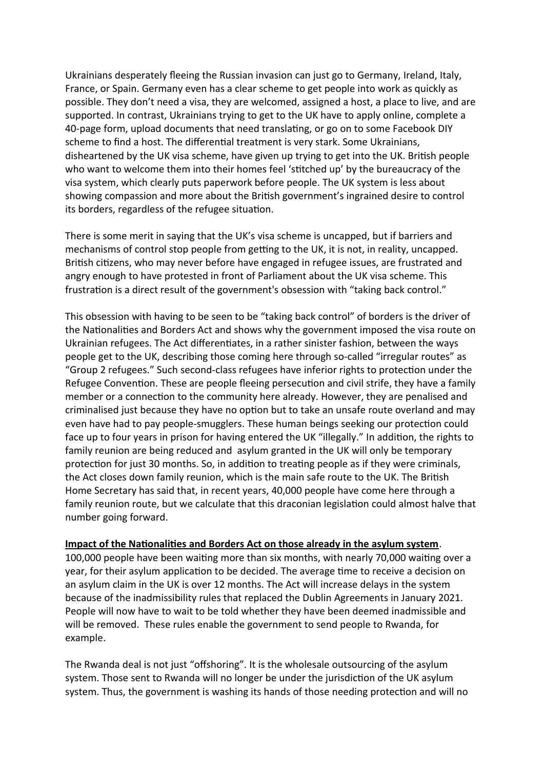Ukrainians desperately fleeing the Russian invasion can just go to Germany, Ireland, Italy, France, or Spain. Germany even has a clear scheme to get people into work as quickly as possible. They don't need a visa, they are welcomed, assigned a host, a place to live, and are supported. In contrast, Ukrainians trying to get to the UK have to apply online, complete a 40-page form, upload documents that need translating, or go on to some Facebook DIY scheme to find a host. The differential treatment is very stark. Some Ukrainians, disheartened by the UK visa scheme, have given up trying to get into the UK. British people who want to welcome them into their homes feel 'stitched up' by the bureaucracy of the visa system, which clearly puts paperwork before people. The UK system is less about showing compassion and more about the British government's ingrained desire to control its borders, regardless of the refugee situation.

There is some merit in saying that the UK's visa scheme is uncapped, but if barriers and mechanisms of control stop people from getting to the UK, it is not, in reality, uncapped. British citizens, who may never before have engaged in refugee issues, are frustrated and angry enough to have protested in front of Parliament about the UK visa scheme. This frustration is a direct result of the government's obsession with "taking back control."

This obsession with having to be seen to be "taking back control" of borders is the driver of the Nationalities and Borders Act and shows why the government imposed the visa route on Ukrainian refugees. The Act differentiates, in a rather sinister fashion, between the ways people get to the UK, describing those coming here through so-called "irregular routes" as "Group 2 refugees." Such second-class refugees have inferior rights to protection under the Refugee Convention. These are people fleeing persecution and civil strife, they have a family member or a connection to the community here already. However, they are penalised and criminalised just because they have no option but to take an unsafe route overland and may even have had to pay people-smugglers. These human beings seeking our protection could face up to four years in prison for having entered the UK "illegally." In addition, the rights to family reunion are being reduced and asylum granted in the UK will only be temporary protection for just 30 months. So, in addition to treating people as if they were criminals, the Act closes down family reunion, which is the main safe route to the UK. The British Home Secretary has said that, in recent years, 40,000 people have come here through a family reunion route, but we calculate that this draconian legislation could almost halve that number going forward.

**<u>Impact of the Nationalities and Borders Act on those already in the asylum system</u>**.
100,000 people have been waiting more than six months, with nearly 70,000 waiting over a year, for their asylum application to be decided. The average time to receive a decision on an asylum claim in the UK is over 12 months. The Act will increase delays in the system because of the inadmissibility rules that replaced the Dublin Agreements in January 2021. People will now have to wait to be told whether they have been deemed inadmissible and will be removed. These rules enable the government to send people to Rwanda, for example.

The Rwanda deal is not just "offshoring". It is the wholesale outsourcing of the asylum system. Those sent to Rwanda will no longer be under the jurisdiction of the UK asylum system. Thus, the government is washing its hands of those needing protection and will no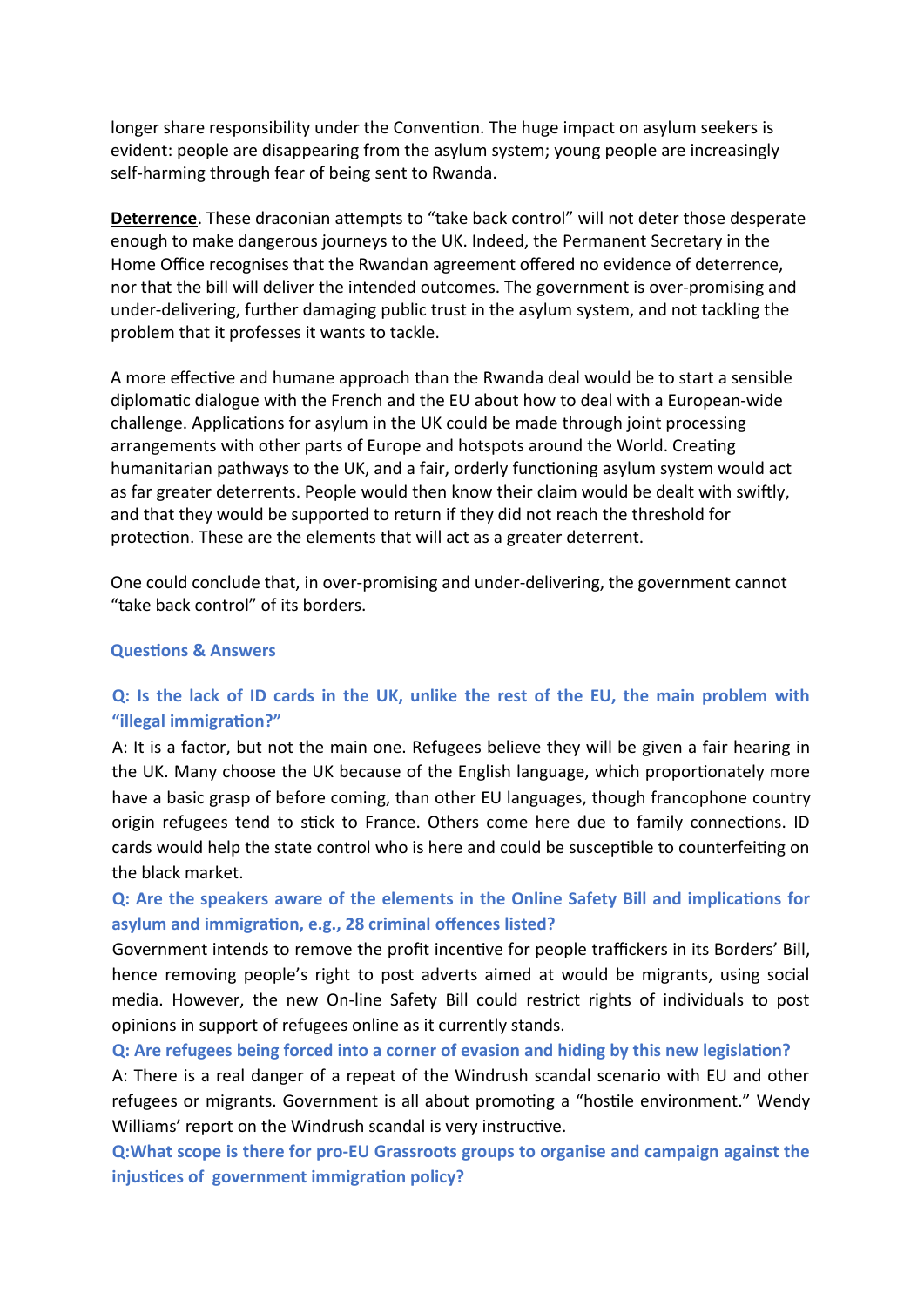longer share responsibility under the Convention. The huge impact on asylum seekers is evident: people are disappearing from the asylum system; young people are increasingly self-harming through fear of being sent to Rwanda.

**Deterrence**. These draconian attempts to "take back control" will not deter those desperate enough to make dangerous journeys to the UK. Indeed, the Permanent Secretary in the Home Office recognises that the Rwandan agreement offered no evidence of deterrence, nor that the bill will deliver the intended outcomes. The government is over-promising and under-delivering, further damaging public trust in the asylum system, and not tackling the problem that it professes it wants to tackle.

A more effective and humane approach than the Rwanda deal would be to start a sensible diplomatic dialogue with the French and the EU about how to deal with a European-wide challenge. Applications for asylum in the UK could be made through joint processing arrangements with other parts of Europe and hotspots around the World. Creating humanitarian pathways to the UK, and a fair, orderly functioning asylum system would act as far greater deterrents. People would then know their claim would be dealt with swiftly, and that they would be supported to return if they did not reach the threshold for protection. These are the elements that will act as a greater deterrent.

One could conclude that, in over-promising and under-delivering, the government cannot "take back control" of its borders.

## Questions & Answers

**Q: Is the lack of ID cards in the UK, unlike the rest of the EU, the main problem with "illegal immigration?"**

A: It is a factor, but not the main one. Refugees believe they will be given a fair hearing in the UK. Many choose the UK because of the English language, which proportionately more have a basic grasp of before coming, than other EU languages, though francophone country origin refugees tend to stick to France. Others come here due to family connections. ID cards would help the state control who is here and could be susceptible to counterfeiting on the black market.

**Q: Are the speakers aware of the elements in the Online Safety Bill and implications for asylum and immigration, e.g., 28 criminal offences listed?**

Government intends to remove the profit incentive for people traffickers in its Borders' Bill, hence removing people's right to post adverts aimed at would be migrants, using social media. However, the new On-line Safety Bill could restrict rights of individuals to post opinions in support of refugees online as it currently stands.

**Q: Are refugees being forced into a corner of evasion and hiding by this new legislation?**

A: There is a real danger of a repeat of the Windrush scandal scenario with EU and other refugees or migrants. Government is all about promoting a "hostile environment." Wendy Williams' report on the Windrush scandal is very instructive.

**Q:What scope is there for pro-EU Grassroots groups to organise and campaign against the injustices of government immigration policy?**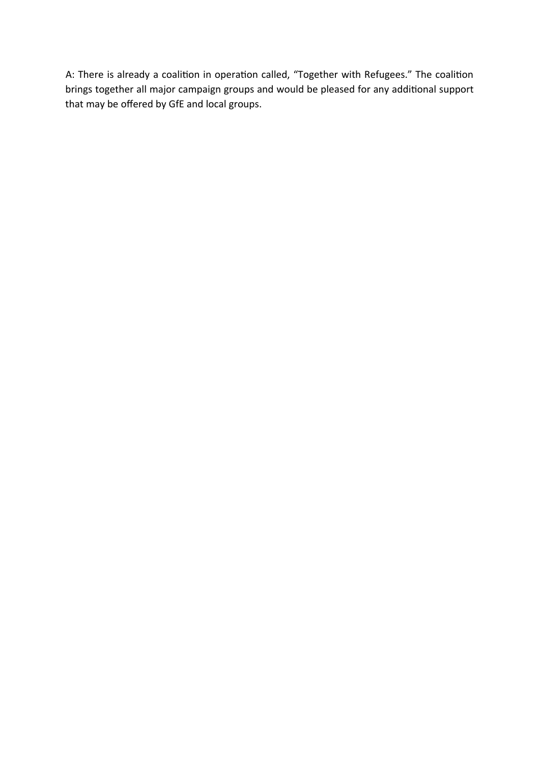A: There is already a coalition in operation called, “Together with Refugees.” The coalition brings together all major campaign groups and would be pleased for any additional support that may be offered by GfE and local groups.